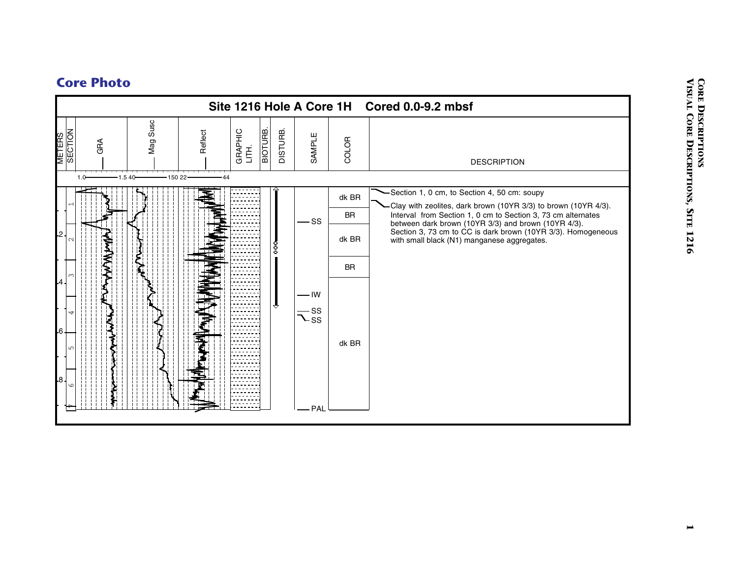## Core Photo

**Site 1216 Hole A Core 1H    Cored 0.0-9.2 mbsf**

METERS
SECTION
GRA
Mag Susc
Reflect
GRAPHIC LITH.
BIOTURB.
DISTURB.
SAMPLE
COLOR
DESCRIPTION

1.0 1.5 40 150 22 44

2
4
6
8

1
2
3
4
5
6
7

SS
IW
SS
SS
PAL

dk BR
BR
dk BR
BR
dk BR

Section 1, 0 cm, to Section 4, 50 cm: soupy

Clay with zeolites, dark brown (10YR 3/3) to brown (10YR 4/3). Interval from Section 1, 0 cm to Section 3, 73 cm alternates between dark brown (10YR 3/3) and brown (10YR 4/3). Section 3, 73 cm to CC is dark brown (10YR 3/3). Homogeneous with small black (N1) manganese aggregates.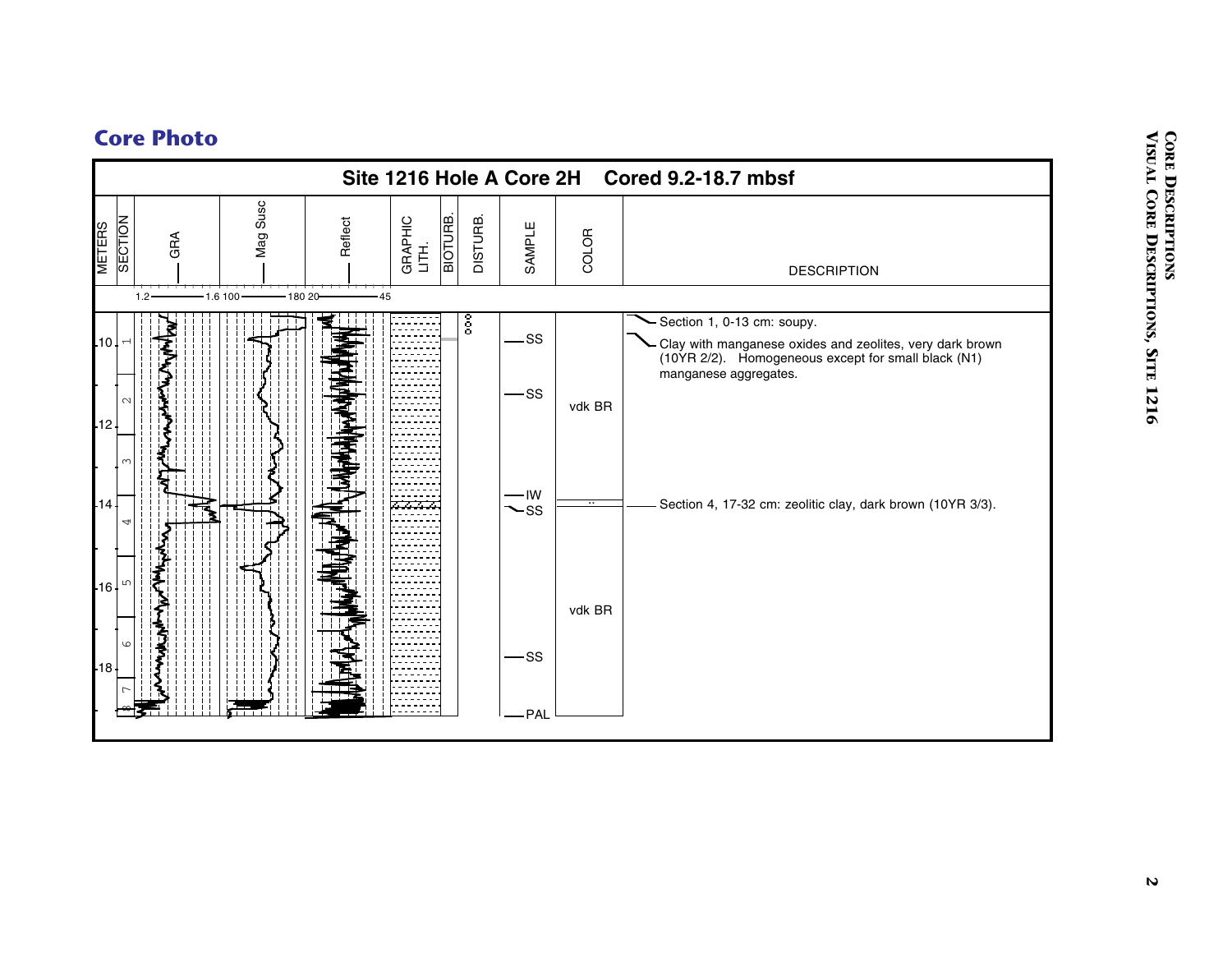## Core Photo

Site 1216 Hole A Core 2H Cored 9.2-18.7 mbsf

METERS SECTION GRA Mag Susc Reflect GRAPHIC LITH. BIOTURB. DISTURB. SAMPLE COLOR DESCRIPTION

1.2 1.6 100 180 20 45

10

12

14

16

18

1 2 3 4 5 6 7 8

SS

SS

IW

SS

SS

PAL

vdk BR

vdk BR

Section 1, 0-13 cm: soupy.

Clay with manganese oxides and zeolites, very dark brown (10YR 2/2). Homogeneous except for small black (N1) manganese aggregates.

Section 4, 17-32 cm: zeolitic clay, dark brown (10YR 3/3).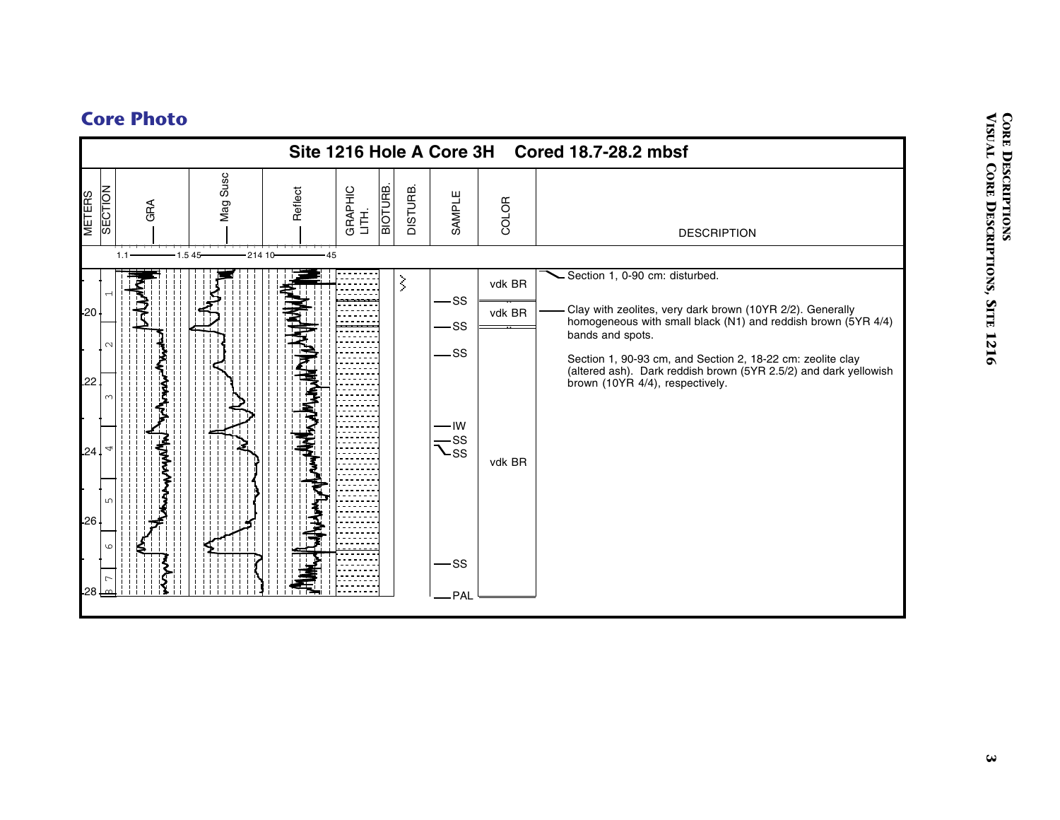## Core Photo

**Site 1216 Hole A Core 3H    Cored 18.7-28.2 mbsf**

METERS
SECTION
GRA
Mag Susc
Reflect
GRAPHIC LITH.
BIOTURB.
DISTURB.
SAMPLE
COLOR
DESCRIPTION

1.1 — 1.5
45 — 214
10 — 45

20
22
24
26
28

1
2
3
4
5
6
7
8

SS
SS
SS
IW
SS
SS
SS
PAL

vdk BR
vdk BR
vdk BR

Section 1, 0-90 cm: disturbed.

Clay with zeolites, very dark brown (10YR 2/2). Generally homogeneous with small black (N1) and reddish brown (5YR 4/4) bands and spots.

Section 1, 90-93 cm, and Section 2, 18-22 cm: zeolite clay (altered ash). Dark reddish brown (5YR 2.5/2) and dark yellowish brown (10YR 4/4), respectively.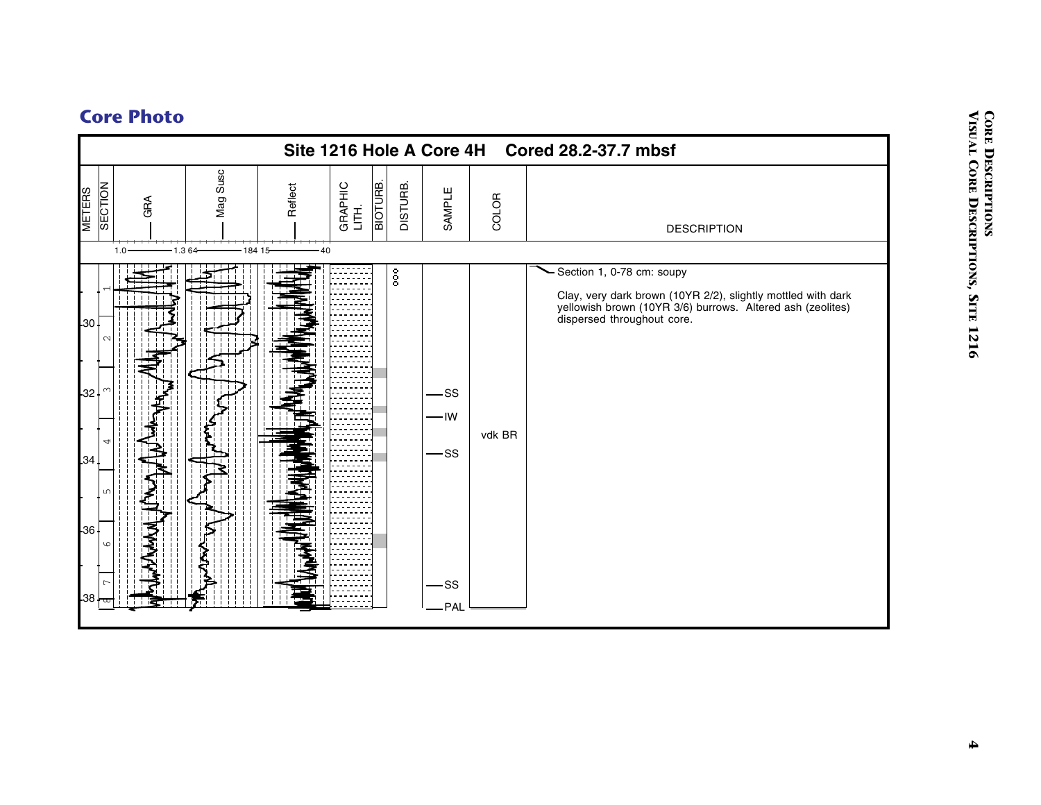# Core Photo

**Site 1216 Hole A Core 4H Cored 28.2-37.7 mbsf**

METERS
SECTION
GRA
Mag Susc
Reflect
GRAPHIC LITH.
BIOTURB.
DISTURB.
SAMPLE
COLOR
DESCRIPTION

1.0 — 1.3 64 — 184 15 — 40

30
32
34
36
38

1
2
3
4
5
6
7
8

SS
IW
SS
SS
PAL

vdk BR

Section 1, 0-78 cm: soupy

Clay, very dark brown (10YR 2/2), slightly mottled with dark yellowish brown (10YR 3/6) burrows. Altered ash (zeolites) dispersed throughout core.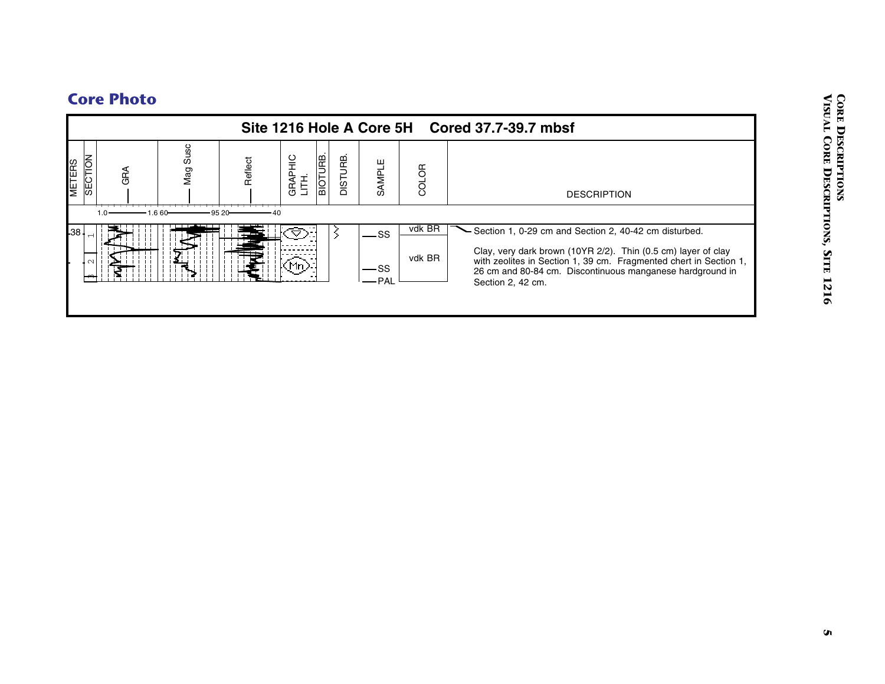## Core Photo

**Site 1216 Hole A Core 5H Cored 37.7-39.7 mbsf**

METERS
SECTION
GRA
Mag Susc
Reflect
GRAPHIC LITH.
BIOTURB.
DISTURB.
SAMPLE
COLOR
DESCRIPTION

1.0 1.6 60 95 20 40

38

1
2
3

SS
SS
PAL

vdk BR
vdk BR

Section 1, 0-29 cm and Section 2, 40-42 cm disturbed.

Clay, very dark brown (10YR 2/2). Thin (0.5 cm) layer of clay with zeolites in Section 1, 39 cm. Fragmented chert in Section 1, 26 cm and 80-84 cm. Discontinuous manganese hardground in Section 2, 42 cm.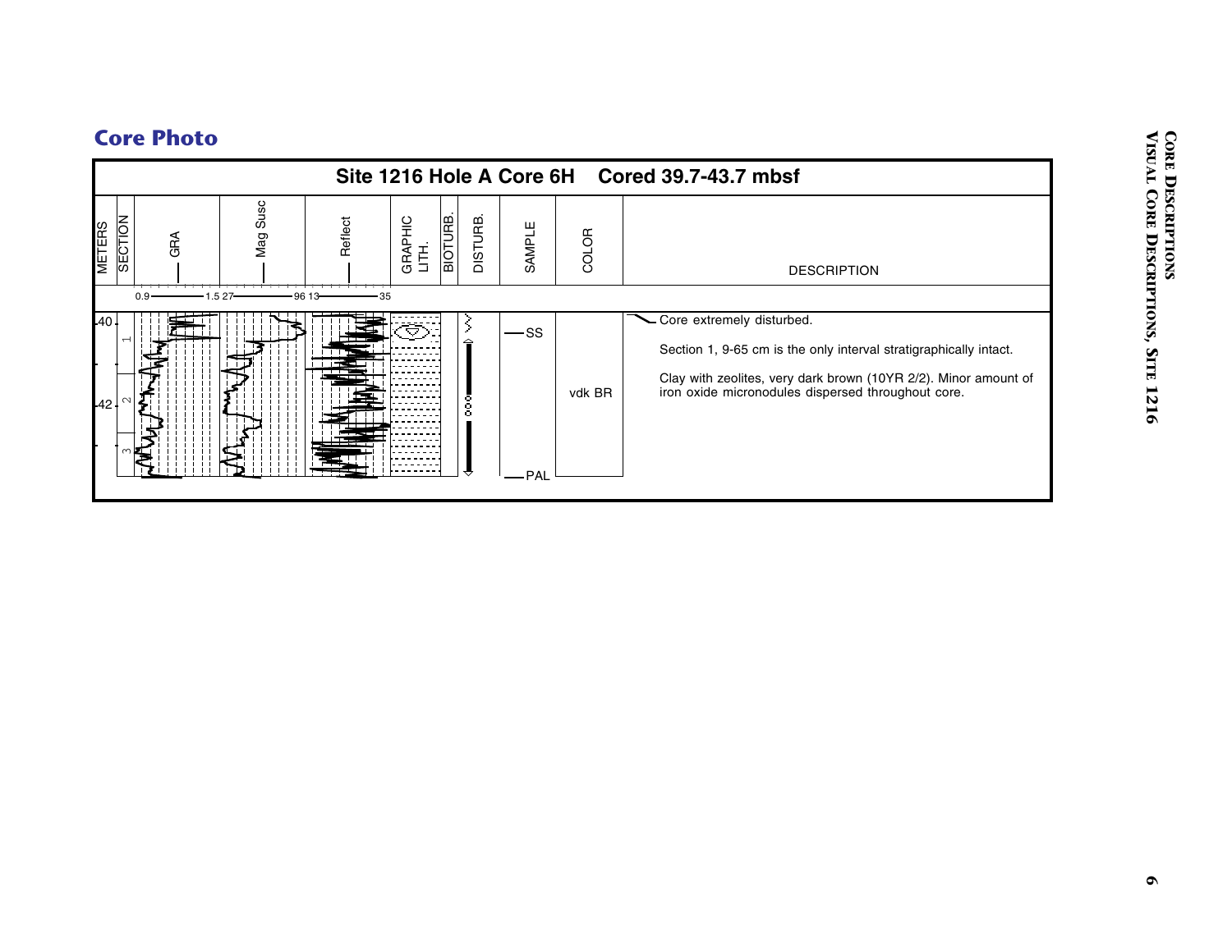## Core Photo

**Site 1216 Hole A Core 6H Cored 39.7-43.7 mbsf**

METERS
SECTION
GRA
Mag Susc
Reflect
GRAPHIC LITH.
BIOTURB.
DISTURB.
SAMPLE
COLOR
DESCRIPTION

0.9 1.5 27 96 13 35

40
42

1
2
3

SS
PAL

vdk BR

Core extremely disturbed.

Section 1, 9-65 cm is the only interval stratigraphically intact.

Clay with zeolites, very dark brown (10YR 2/2). Minor amount of iron oxide micronodules dispersed throughout core.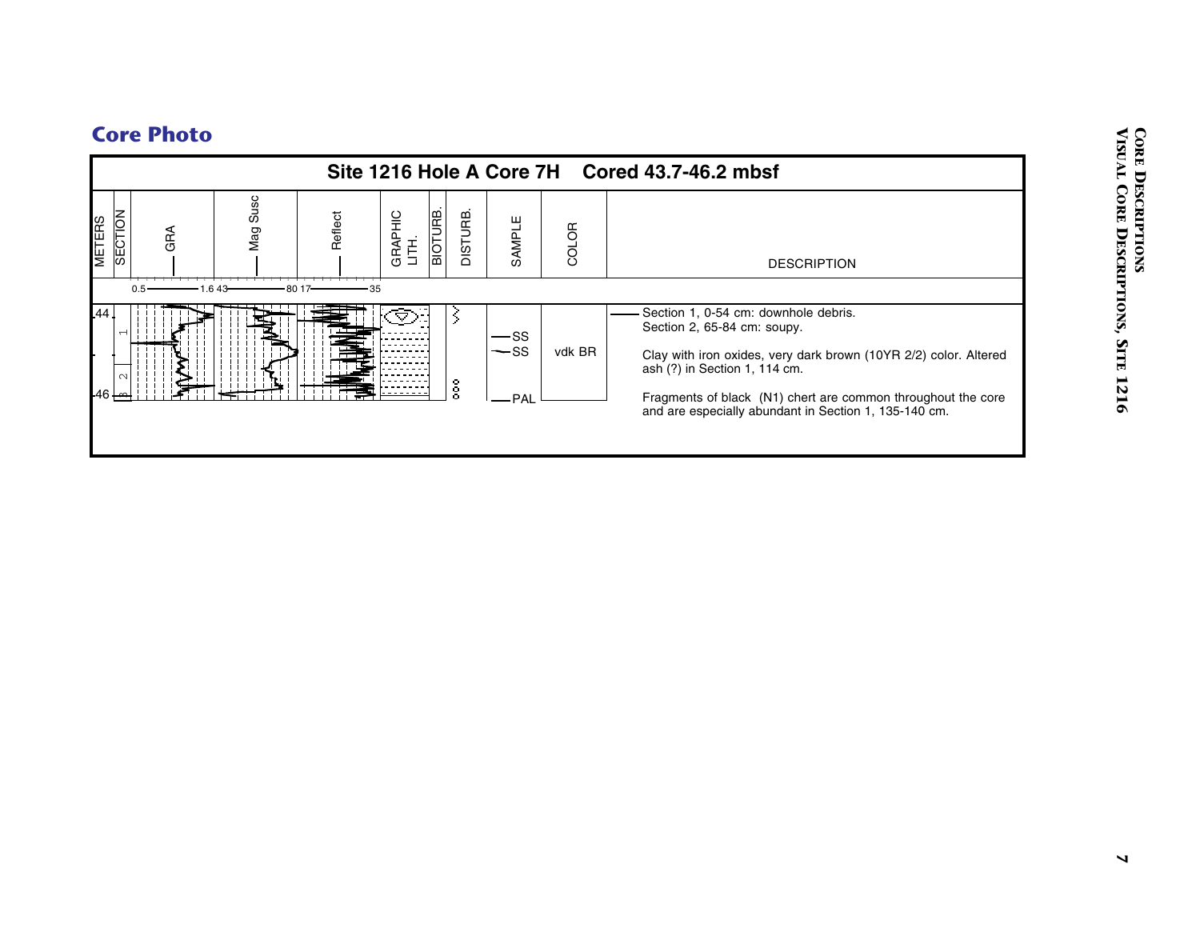## Core Photo

**Site 1216 Hole A Core 7H Cored 43.7-46.2 mbsf**

METERS
SECTION
GRA
Mag Susc
Reflect
GRAPHIC LITH.
BIOTURB.
DISTURB.
SAMPLE
COLOR
DESCRIPTION

0.5 1.6 43 80 17 35

44
1
2
46
CC

SS
SS
PAL

vdk BR

Section 1, 0-54 cm: downhole debris.
Section 2, 65-84 cm: soupy.

Clay with iron oxides, very dark brown (10YR 2/2) color. Altered ash (?) in Section 1, 114 cm.

Fragments of black (N1) chert are common throughout the core and are especially abundant in Section 1, 135-140 cm.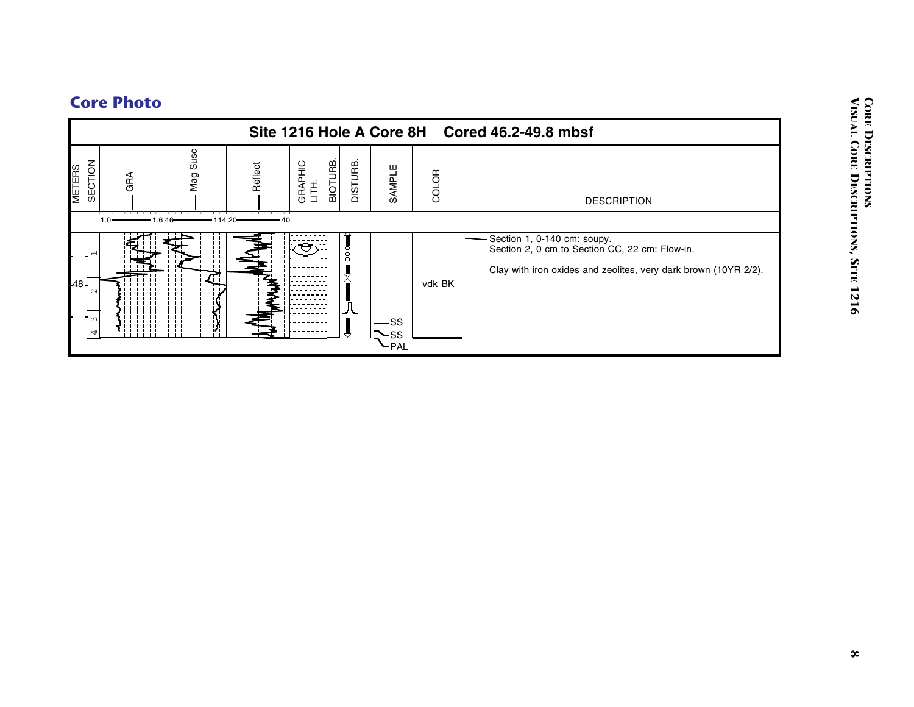## Core Photo

**Site 1216 Hole A Core 8H Cored 46.2-49.8 mbsf**

METERS
SECTION
GRA
Mag Susc
Reflect
GRAPHIC LITH.
BIOTURB.
DISTURB.
SAMPLE
COLOR
DESCRIPTION

1.0 1.6 46 114 20 40

48

1
2
3
4

SS
SS
PAL

vdk BK

Section 1, 0-140 cm: soupy.
Section 2, 0 cm to Section CC, 22 cm: Flow-in.

Clay with iron oxides and zeolites, very dark brown (10YR 2/2).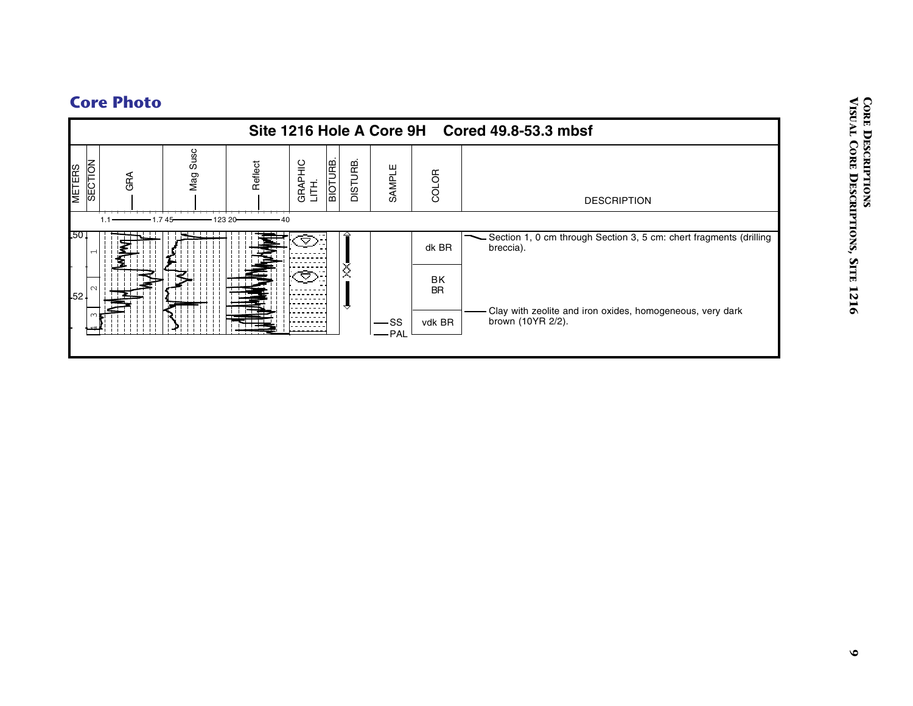## Core Photo

**Site 1216 Hole A Core 9H Cored 49.8-53.3 mbsf**

METERS
SECTION
GRA
Mag Susc
Reflect
GRAPHIC LITH.
BIOTURB.
DISTURB.
SAMPLE
COLOR
DESCRIPTION

1.1 1.7 45 123 20 40

50
52

1
2
3

SS
PAL

dk BR
BK BR
vdk BR

Section 1, 0 cm through Section 3, 5 cm: chert fragments (drilling breccia).

Clay with zeolite and iron oxides, homogeneous, very dark brown (10YR 2/2).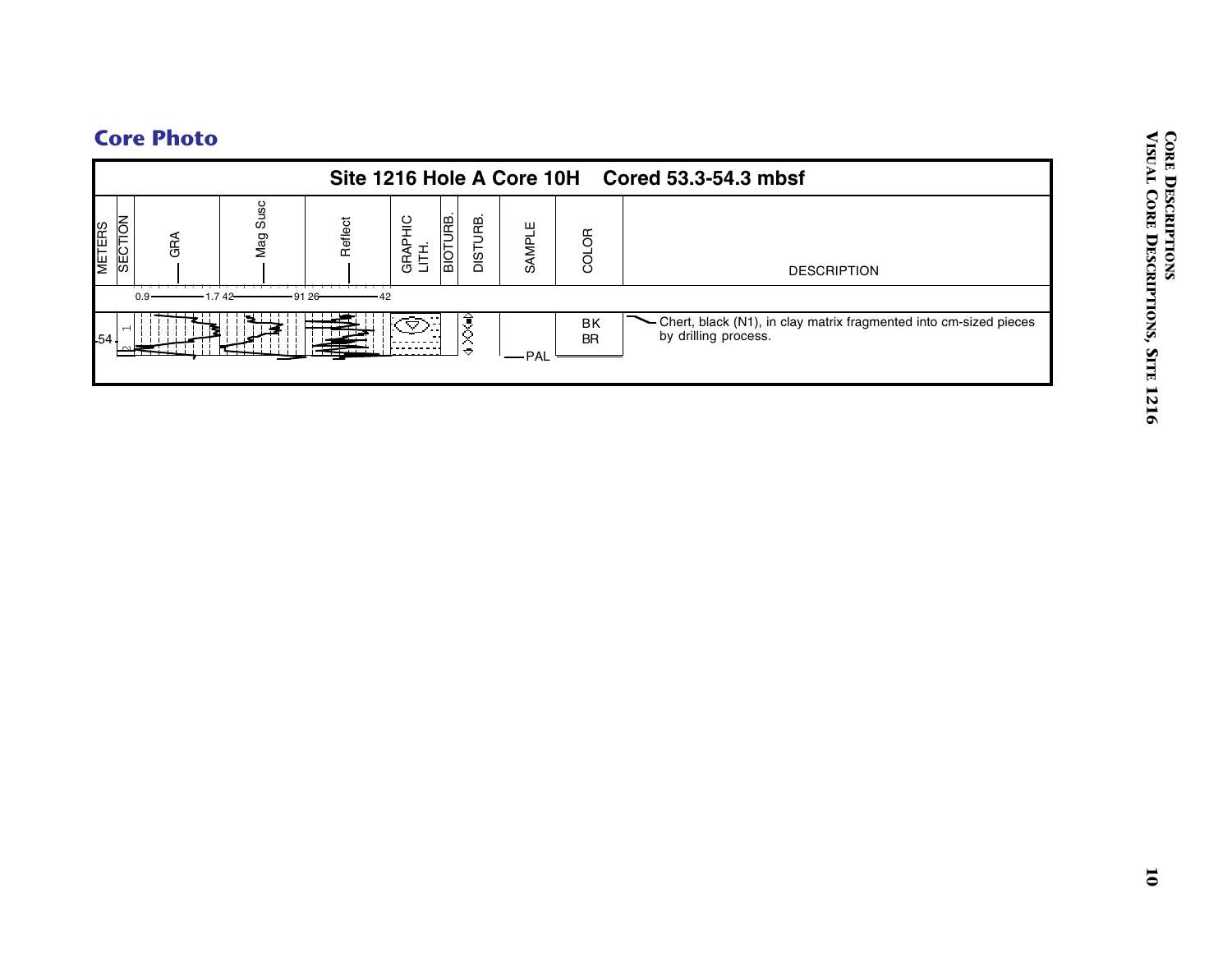## Core Photo

**Site 1216 Hole A Core 10H Cored 53.3-54.3 mbsf**

METERS
SECTION
GRA
Mag Susc
Reflect
GRAPHIC LITH.
BIOTURB.
DISTURB.
SAMPLE
COLOR
DESCRIPTION

0.9 1.7 42 91 26 42

54

1

2

PAL

BK
BR

Chert, black (N1), in clay matrix fragmented into cm-sized pieces by drilling process.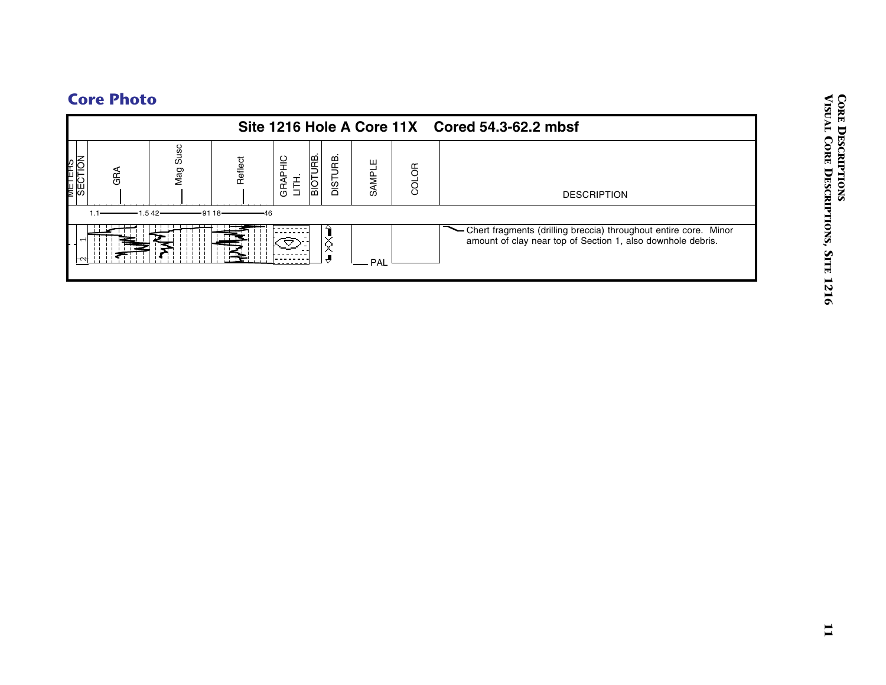## Core Photo

**Site 1216 Hole A Core 11X Cored 54.3-62.2 mbsf**

METERS
SECTION
GRA
Mag Susc
Reflect
GRAPHIC LITH.
BIOTURB.
DISTURB.
SAMPLE
COLOR
DESCRIPTION

1.1 1.5 42 91 18 46

1
2

PAL

Chert fragments (drilling breccia) throughout entire core. Minor amount of clay near top of Section 1, also downhole debris.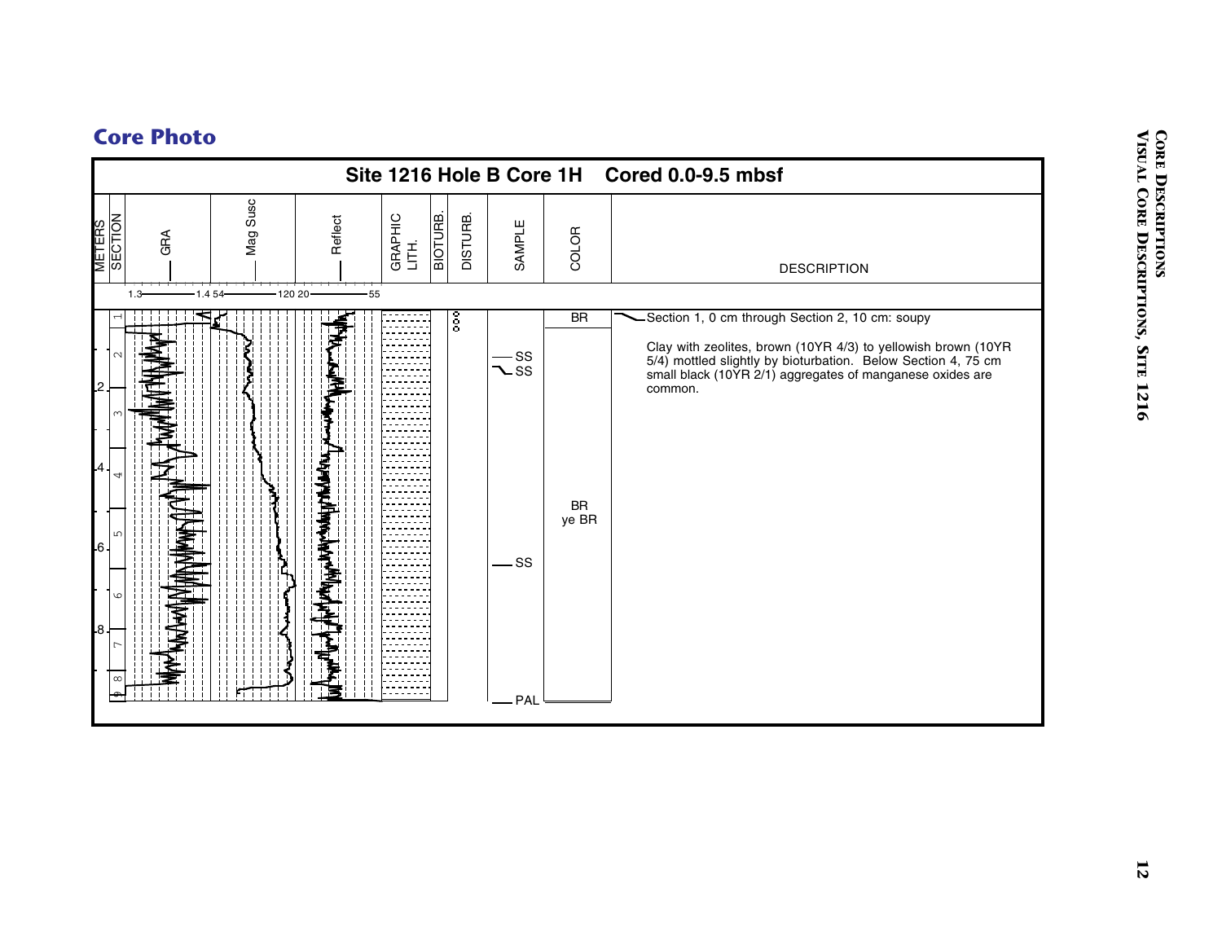## Core Photo

**Site 1216 Hole B Core 1H Cored 0.0-9.5 mbsf**

METERS
SECTION
GRA
Mag Susc
Reflect
GRAPHIC LITH.
BIOTURB.
DISTURB.
SAMPLE
COLOR
DESCRIPTION

1.3 1.4 54 120 20 55

2
4
6
8

1
2
3
4
5
6
7
8
9

SS
SS
SS
PAL

BR
BR
ye BR

Section 1, 0 cm through Section 2, 10 cm: soupy

Clay with zeolites, brown (10YR 4/3) to yellowish brown (10YR 5/4) mottled slightly by bioturbation. Below Section 4, 75 cm small black (10YR 2/1) aggregates of manganese oxides are common.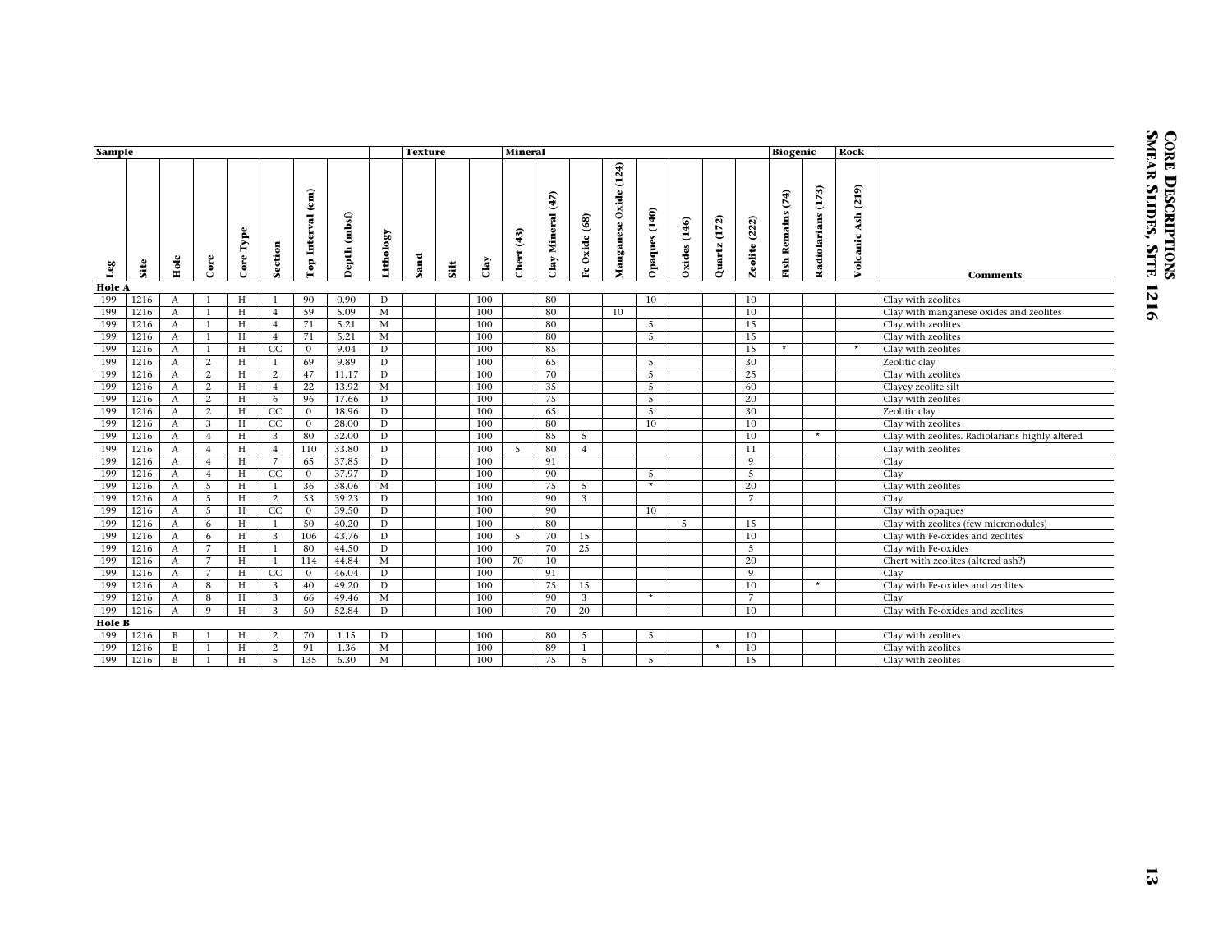## Smear Slides, Site 1216

| Sample | | | | | | | | | Texture | | | Mineral | | | | | | | | Biogenic | | Rock | |
|---|---|---|---|---|---|---|---|---|---|---|---|---|---|---|---|---|---|---|---|---|---|---|---|
| Leg | Site | Hole | Core | Core Type | Section | Top Interval (cm) | Depth (mbsf) | Lithology | Sand | Silt | Clay | Chert (43) | Clay Mineral (47) | Fe Oxide (68) | Manganese Oxide (124) | Opaques (140) | Oxides (146) | Quartz (172) | Zeolite (222) | Fish Remains (74) | Radiolarians (173) | Volcanic Ash (219) | Comments |
| **Hole A** | | | | | | | | | | | | | | | | | | | | | | | |
| 199 | 1216 | A | 1 | H | 1 | 90 | 0.90 | D | | | 100 | | 80 | | | 10 | | | 10 | | | | Clay with zeolites |
| 199 | 1216 | A | 1 | H | 4 | 59 | 5.09 | M | | | 100 | | 80 | | 10 | | | | 10 | | | | Clay with manganese oxides and zeolites |
| 199 | 1216 | A | 1 | H | 4 | 71 | 5.21 | M | | | 100 | | 80 | | | 5 | | | 15 | | | | Clay with zeolites |
| 199 | 1216 | A | 1 | H | 4 | 71 | 5.21 | M | | | 100 | | 80 | | | 5 | | | 15 | | | | Clay with zeolites |
| 199 | 1216 | A | 1 | H | CC | 0 | 9.04 | D | | | 100 | | 85 | | | | | | 15 | * | | * | Clay with zeolites |
| 199 | 1216 | A | 2 | H | 1 | 69 | 9.89 | D | | | 100 | | 65 | | | 5 | | | 30 | | | | Zeolitic clay |
| 199 | 1216 | A | 2 | H | 2 | 47 | 11.17 | D | | | 100 | | 70 | | | 5 | | | 25 | | | | Clay with zeolites |
| 199 | 1216 | A | 2 | H | 4 | 22 | 13.92 | M | | | 100 | | 35 | | | 5 | | | 60 | | | | Clayey zeolite silt |
| 199 | 1216 | A | 2 | H | 6 | 96 | 17.66 | D | | | 100 | | 75 | | | 5 | | | 20 | | | | Clay with zeolites |
| 199 | 1216 | A | 2 | H | CC | 0 | 18.96 | D | | | 100 | | 65 | | | 5 | | | 30 | | | | Zeolitic clay |
| 199 | 1216 | A | 3 | H | CC | 0 | 28.00 | D | | | 100 | | 80 | | | 10 | | | 10 | | | | Clay with zeolites |
| 199 | 1216 | A | 4 | H | 3 | 80 | 32.00 | D | | | 100 | | 85 | 5 | | | | | 10 | | * | | Clay with zeolites. Radiolarians highly altered |
| 199 | 1216 | A | 4 | H | 4 | 110 | 33.80 | D | | | 100 | 5 | 80 | 4 | | | | | 11 | | | | Clay with zeolites |
| 199 | 1216 | A | 4 | H | 7 | 65 | 37.85 | D | | | 100 | | 91 | | | | | | 9 | | | | Clay |
| 199 | 1216 | A | 4 | H | CC | 0 | 37.97 | D | | | 100 | | 90 | | | 5 | | | 5 | | | | Clay |
| 199 | 1216 | A | 5 | H | 1 | 36 | 38.06 | M | | | 100 | | 75 | 5 | | * | | | 20 | | | | Clay with zeolites |
| 199 | 1216 | A | 5 | H | 2 | 53 | 39.23 | D | | | 100 | | 90 | 3 | | | | | 7 | | | | Clay |
| 199 | 1216 | A | 5 | H | CC | 0 | 39.50 | D | | | 100 | | 90 | | | 10 | | | | | | | Clay with opaques |
| 199 | 1216 | A | 6 | H | 1 | 50 | 40.20 | D | | | 100 | | 80 | | | | 5 | | 15 | | | | Clay with zeolites (few micronodules) |
| 199 | 1216 | A | 6 | H | 3 | 106 | 43.76 | D | | | 100 | 5 | 70 | 15 | | | | | 10 | | | | Clay with Fe-oxides and zeolites |
| 199 | 1216 | A | 7 | H | 1 | 80 | 44.50 | D | | | 100 | | 70 | 25 | | | | | 5 | | | | Clay with Fe-oxides |
| 199 | 1216 | A | 7 | H | 1 | 114 | 44.84 | M | | | 100 | 70 | 10 | | | | | | 20 | | | | Chert with zeolites (altered ash?) |
| 199 | 1216 | A | 7 | H | CC | 0 | 46.04 | D | | | 100 | | 91 | | | | | | 9 | | | | Clay |
| 199 | 1216 | A | 8 | H | 3 | 40 | 49.20 | D | | | 100 | | 75 | 15 | | | | | 10 | | * | | Clay with Fe-oxides and zeolites |
| 199 | 1216 | A | 8 | H | 3 | 66 | 49.46 | M | | | 100 | | 90 | 3 | | * | | | 7 | | | | Clay |
| 199 | 1216 | A | 9 | H | 3 | 50 | 52.84 | D | | | 100 | | 70 | 20 | | | | | 10 | | | | Clay with Fe-oxides and zeolites |
| **Hole B** | | | | | | | | | | | | | | | | | | | | | | | |
| 199 | 1216 | B | 1 | H | 2 | 70 | 1.15 | D | | | 100 | | 80 | 5 | | 5 | | | 10 | | | | Clay with zeolites |
| 199 | 1216 | B | 1 | H | 2 | 91 | 1.36 | M | | | 100 | | 89 | 1 | | | | * | 10 | | | | Clay with zeolites |
| 199 | 1216 | B | 1 | H | 5 | 135 | 6.30 | M | | | 100 | | 75 | 5 | | 5 | | | 15 | | | | Clay with zeolites |